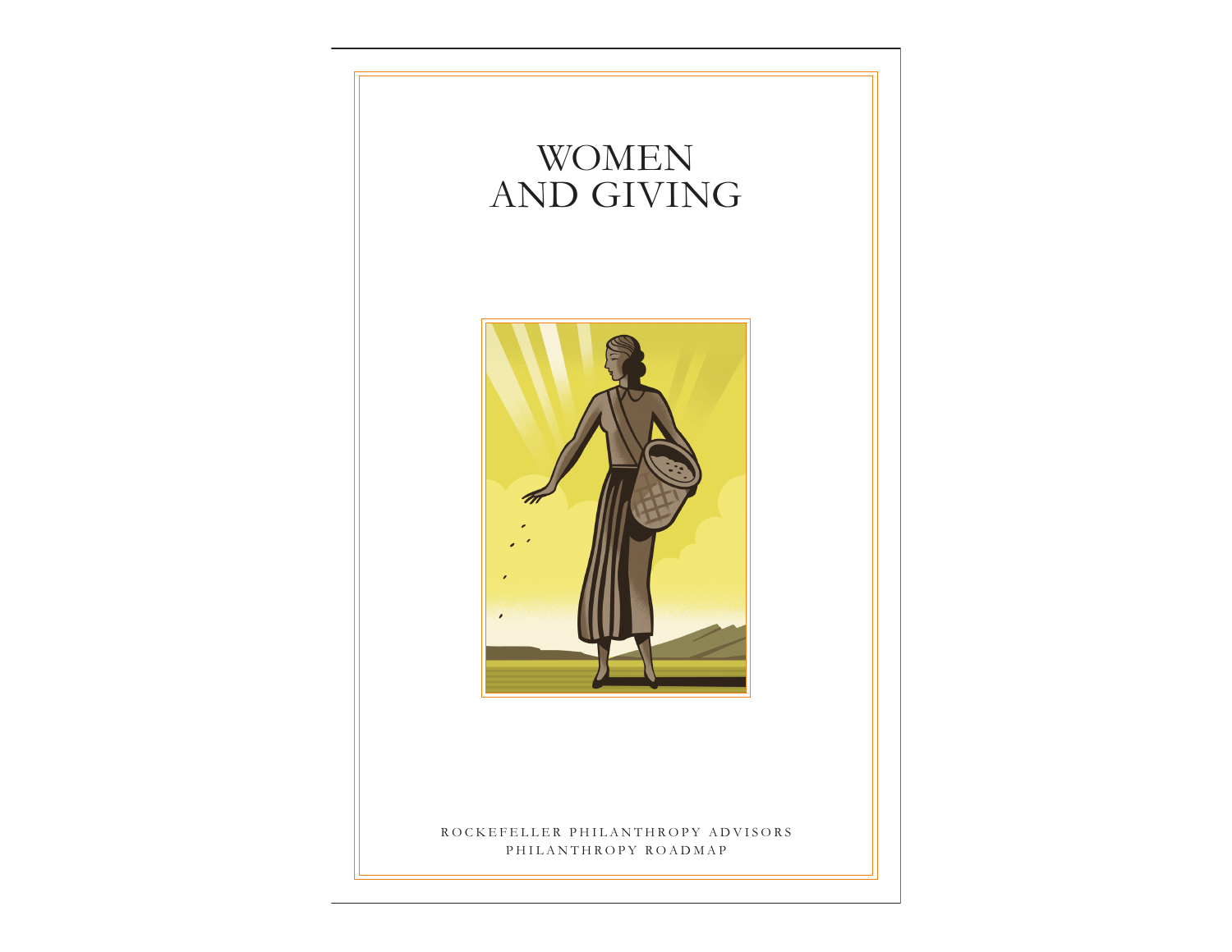# WOMEN AND GIVING

ROCKEFELLER PHILANTHROPY ADVISORS

PHILANTHROPY ROADMAP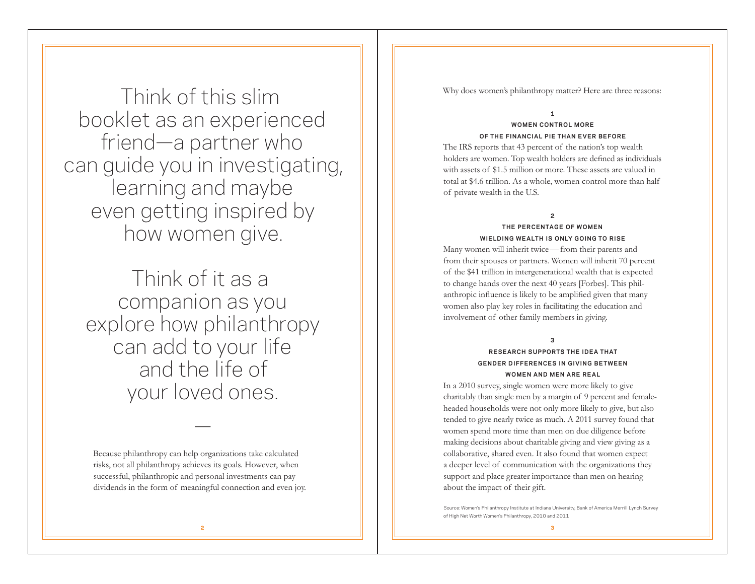Think of this slim booklet as an experienced friend—a partner who can guide you in investigating, learning and maybe even getting inspired by how women give.

Think of it as a companion as you explore how philanthropy can add to your life and the life of your loved ones.

—

Because philanthropy can help organizations take calculated risks, not all philanthropy achieves its goals. However, when successful, philanthropic and personal investments can pay dividends in the form of meaningful connection and even joy.

Why does women's philanthropy matter? Here are three reasons:

### 1
### WOMEN CONTROL MORE OF THE FINANCIAL PIE THAN EVER BEFORE

The IRS reports that 43 percent of the nation's top wealth holders are women. Top wealth holders are defined as individuals with assets of $1.5 million or more. These assets are valued in total at $4.6 trillion. As a whole, women control more than half of private wealth in the U.S.

### 2
### THE PERCENTAGE OF WOMEN WIELDING WEALTH IS ONLY GOING TO RISE

Many women will inherit twice — from their parents and from their spouses or partners. Women will inherit 70 percent of the $41 trillion in intergenerational wealth that is expected to change hands over the next 40 years [Forbes]. This philanthropic influence is likely to be amplified given that many women also play key roles in facilitating the education and involvement of other family members in giving.

### 3
### RESEARCH SUPPORTS THE IDEA THAT GENDER DIFFERENCES IN GIVING BETWEEN WOMEN AND MEN ARE REAL

In a 2010 survey, single women were more likely to give charitably than single men by a margin of 9 percent and female-headed households were not only more likely to give, but also tended to give nearly twice as much. A 2011 survey found that women spend more time than men on due diligence before making decisions about charitable giving and view giving as a collaborative, shared even. It also found that women expect a deeper level of communication with the organizations they support and place greater importance than men on hearing about the impact of their gift.

Source: Women's Philanthropy Institute at Indiana University, Bank of America Merrill Lynch Survey of High Net Worth Women's Philanthropy, 2010 and 2011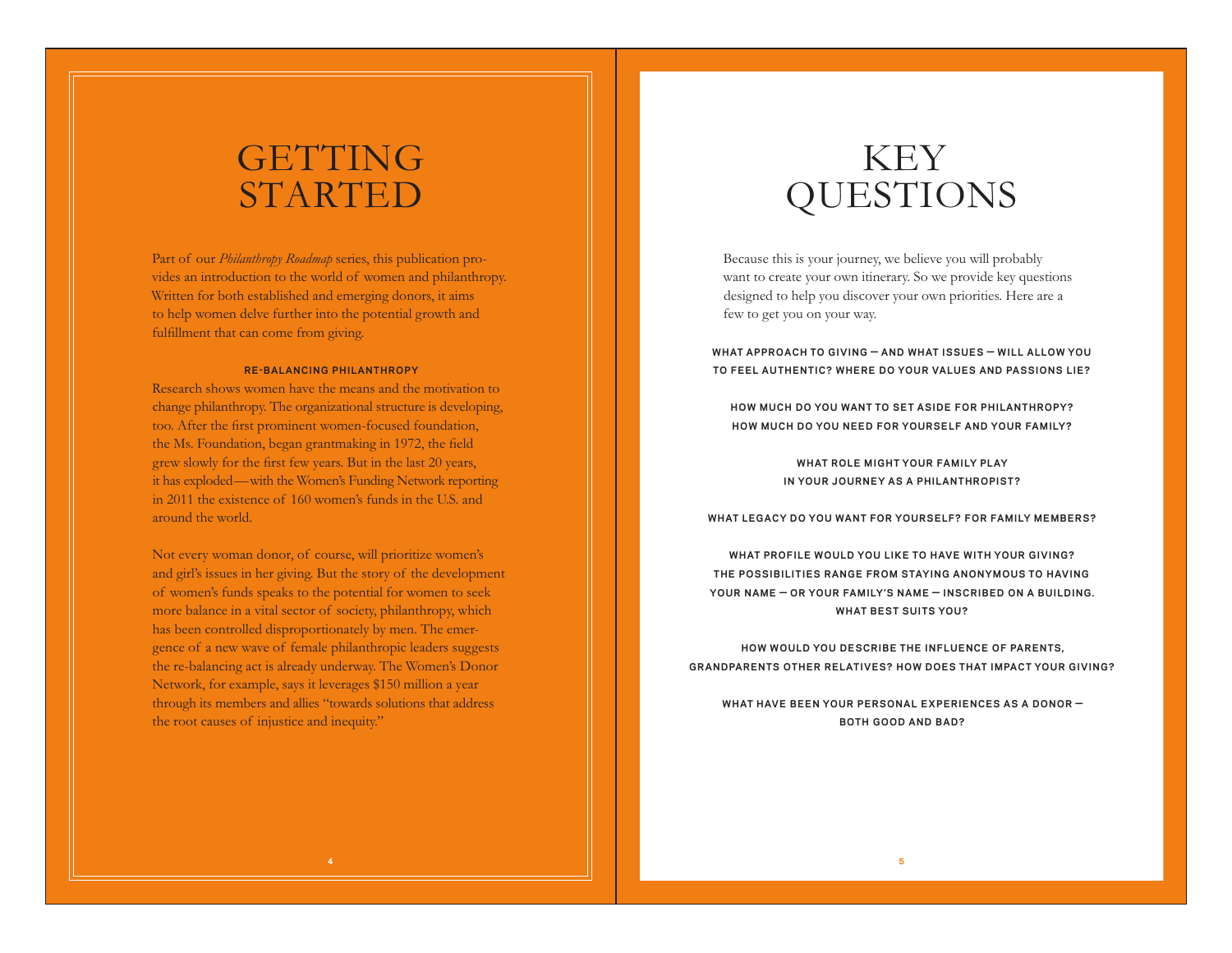# GETTING STARTED

Part of our *Philanthropy Roadmap* series, this publication provides an introduction to the world of women and philanthropy. Written for both established and emerging donors, it aims to help women delve further into the potential growth and fulfillment that can come from giving.

**RE-BALANCING PHILANTHROPY**

Research shows women have the means and the motivation to change philanthropy. The organizational structure is developing, too. After the first prominent women-focused foundation, the Ms. Foundation, began grantmaking in 1972, the field grew slowly for the first few years. But in the last 20 years, it has exploded—with the Women's Funding Network reporting in 2011 the existence of 160 women's funds in the U.S. and around the world.

Not every woman donor, of course, will prioritize women's and girl's issues in her giving. But the story of the development of women's funds speaks to the potential for women to seek more balance in a vital sector of society, philanthropy, which has been controlled disproportionately by men. The emergence of a new wave of female philanthropic leaders suggests the re-balancing act is already underway. The Women's Donor Network, for example, says it leverages $150 million a year through its members and allies "towards solutions that address the root causes of injustice and inequity."

# KEY QUESTIONS

Because this is your journey, we believe you will probably want to create your own itinerary. So we provide key questions designed to help you discover your own priorities. Here are a few to get you on your way.

**WHAT APPROACH TO GIVING — AND WHAT ISSUES — WILL ALLOW YOU TO FEEL AUTHENTIC? WHERE DO YOUR VALUES AND PASSIONS LIE?**

**HOW MUCH DO YOU WANT TO SET ASIDE FOR PHILANTHROPY? HOW MUCH DO YOU NEED FOR YOURSELF AND YOUR FAMILY?**

**WHAT ROLE MIGHT YOUR FAMILY PLAY IN YOUR JOURNEY AS A PHILANTHROPIST?**

**WHAT LEGACY DO YOU WANT FOR YOURSELF? FOR FAMILY MEMBERS?**

**WHAT PROFILE WOULD YOU LIKE TO HAVE WITH YOUR GIVING? THE POSSIBILITIES RANGE FROM STAYING ANONYMOUS TO HAVING YOUR NAME — OR YOUR FAMILY'S NAME — INSCRIBED ON A BUILDING. WHAT BEST SUITS YOU?**

**HOW WOULD YOU DESCRIBE THE INFLUENCE OF PARENTS, GRANDPARENTS OTHER RELATIVES? HOW DOES THAT IMPACT YOUR GIVING?**

**WHAT HAVE BEEN YOUR PERSONAL EXPERIENCES AS A DONOR — BOTH GOOD AND BAD?**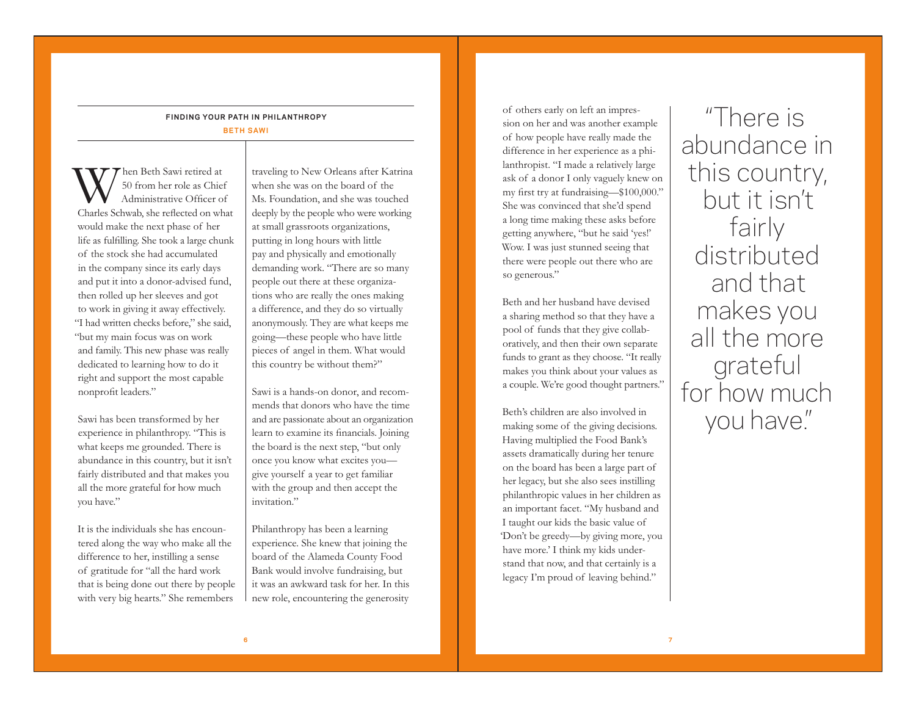## FINDING YOUR PATH IN PHILANTHROPY

**BETH SAWI**

When Beth Sawi retired at 50 from her role as Chief Administrative Officer of Charles Schwab, she reflected on what would make the next phase of her life as fulfilling. She took a large chunk of the stock she had accumulated in the company since its early days and put it into a donor-advised fund, then rolled up her sleeves and got to work in giving it away effectively. "I had written checks before," she said, "but my main focus was on work and family. This new phase was really dedicated to learning how to do it right and support the most capable nonprofit leaders."

Sawi has been transformed by her experience in philanthropy. "This is what keeps me grounded. There is abundance in this country, but it isn't fairly distributed and that makes you all the more grateful for how much you have."

It is the individuals she has encountered along the way who make all the difference to her, instilling a sense of gratitude for "all the hard work that is being done out there by people with very big hearts." She remembers traveling to New Orleans after Katrina when she was on the board of the Ms. Foundation, and she was touched deeply by the people who were working at small grassroots organizations, putting in long hours with little pay and physically and emotionally demanding work. "There are so many people out there at these organizations who are really the ones making a difference, and they do so virtually anonymously. They are what keeps me going—these people who have little pieces of angel in them. What would this country be without them?"

Sawi is a hands-on donor, and recommends that donors who have the time and are passionate about an organization learn to examine its financials. Joining the board is the next step, "but only once you know what excites you—give yourself a year to get familiar with the group and then accept the invitation."

Philanthropy has been a learning experience. She knew that joining the board of the Alameda County Food Bank would involve fundraising, but it was an awkward task for her. In this new role, encountering the generosity of others early on left an impression on her and was another example of how people have really made the difference in her experience as a philanthropist. "I made a relatively large ask of a donor I only vaguely knew on my first try at fundraising—$100,000." She was convinced that she'd spend a long time making these asks before getting anywhere, "but he said 'yes!' Wow. I was just stunned seeing that there were people out there who are so generous."

Beth and her husband have devised a sharing method so that they have a pool of funds that they give collaboratively, and then their own separate funds to grant as they choose. "It really makes you think about your values as a couple. We're good thought partners."

Beth's children are also involved in making some of the giving decisions. Having multiplied the Food Bank's assets dramatically during her tenure on the board has been a large part of her legacy, but she also sees instilling philanthropic values in her children as an important facet. "My husband and I taught our kids the basic value of 'Don't be greedy—by giving more, you have more.' I think my kids understand that now, and that certainly is a legacy I'm proud of leaving behind."

> "There is abundance in this country, but it isn't fairly distributed and that makes you all the more grateful for how much you have."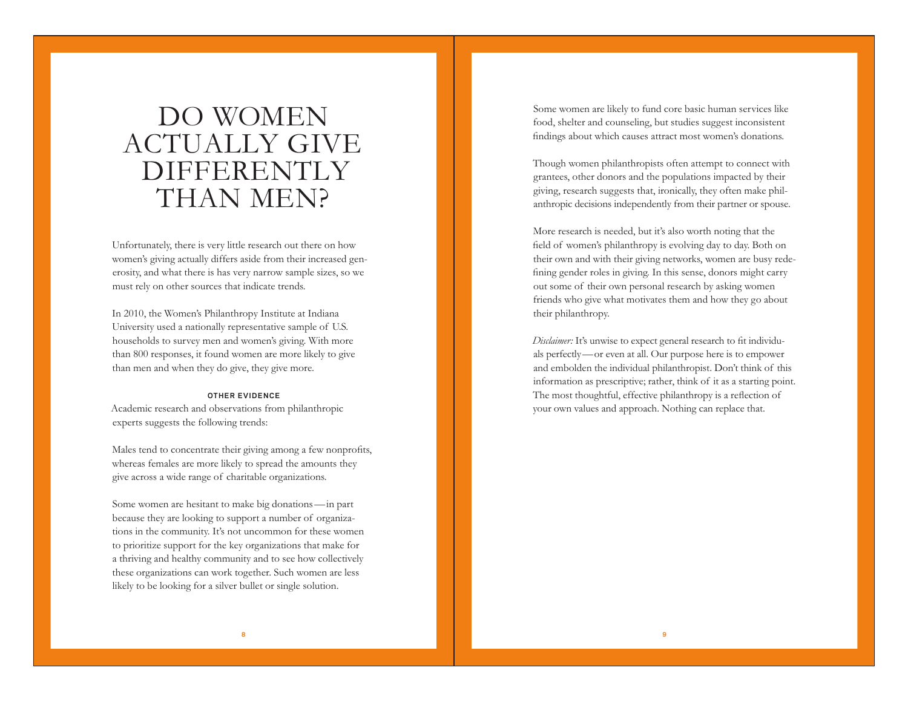# DO WOMEN ACTUALLY GIVE DIFFERENTLY THAN MEN?

Unfortunately, there is very little research out there on how women's giving actually differs aside from their increased generosity, and what there is has very narrow sample sizes, so we must rely on other sources that indicate trends.

In 2010, the Women's Philanthropy Institute at Indiana University used a nationally representative sample of U.S. households to survey men and women's giving. With more than 800 responses, it found women are more likely to give than men and when they do give, they give more.

**OTHER EVIDENCE**

Academic research and observations from philanthropic experts suggests the following trends:

Males tend to concentrate their giving among a few nonprofits, whereas females are more likely to spread the amounts they give across a wide range of charitable organizations.

Some women are hesitant to make big donations — in part because they are looking to support a number of organizations in the community. It's not uncommon for these women to prioritize support for the key organizations that make for a thriving and healthy community and to see how collectively these organizations can work together. Such women are less likely to be looking for a silver bullet or single solution.

Some women are likely to fund core basic human services like food, shelter and counseling, but studies suggest inconsistent findings about which causes attract most women's donations.

Though women philanthropists often attempt to connect with grantees, other donors and the populations impacted by their giving, research suggests that, ironically, they often make philanthropic decisions independently from their partner or spouse.

More research is needed, but it's also worth noting that the field of women's philanthropy is evolving day to day. Both on their own and with their giving networks, women are busy redefining gender roles in giving. In this sense, donors might carry out some of their own personal research by asking women friends who give what motivates them and how they go about their philanthropy.

*Disclaimer:* It's unwise to expect general research to fit individuals perfectly — or even at all. Our purpose here is to empower and embolden the individual philanthropist. Don't think of this information as prescriptive; rather, think of it as a starting point. The most thoughtful, effective philanthropy is a reflection of your own values and approach. Nothing can replace that.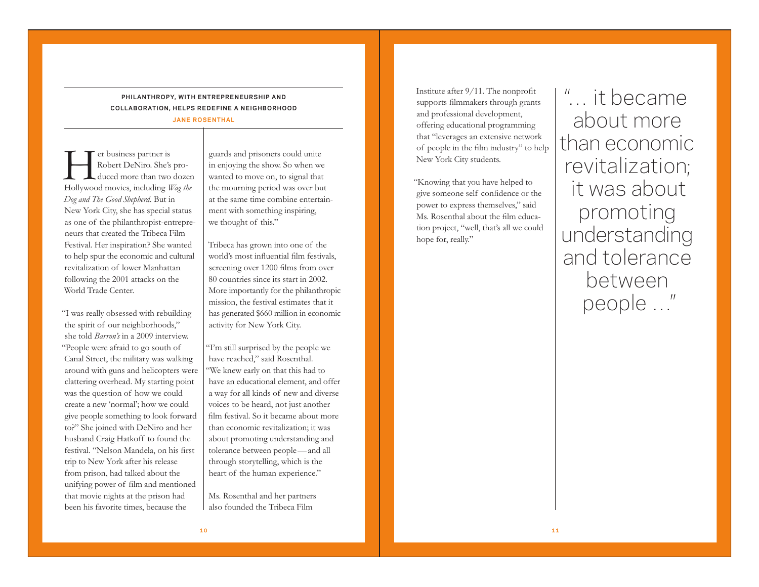## PHILANTHROPY, WITH ENTREPRENEURSHIP AND COLLABORATION, HELPS REDEFINE A NEIGHBORHOOD

**JANE ROSENTHAL**

Her business partner is Robert DeNiro. She's produced more than two dozen Hollywood movies, including *Wag the Dog and The Good Shepherd*. But in New York City, she has special status as one of the philanthropist-entrepreneurs that created the Tribeca Film Festival. Her inspiration? She wanted to help spur the economic and cultural revitalization of lower Manhattan following the 2001 attacks on the World Trade Center.

"I was really obsessed with rebuilding the spirit of our neighborhoods," she told *Barron's* in a 2009 interview. "People were afraid to go south of Canal Street, the military was walking around with guns and helicopters were clattering overhead. My starting point was the question of how we could create a new 'normal'; how we could give people something to look forward to?" She joined with DeNiro and her husband Craig Hatkoff to found the festival. "Nelson Mandela, on his first trip to New York after his release from prison, had talked about the unifying power of film and mentioned that movie nights at the prison had been his favorite times, because the guards and prisoners could unite in enjoying the show. So when we wanted to move on, to signal that the mourning period was over but at the same time combine entertainment with something inspiring, we thought of this."

Tribeca has grown into one of the world's most influential film festivals, screening over 1200 films from over 80 countries since its start in 2002. More importantly for the philanthropic mission, the festival estimates that it has generated $660 million in economic activity for New York City.

"I'm still surprised by the people we have reached," said Rosenthal. "We knew early on that this had to have an educational element, and offer a way for all kinds of new and diverse voices to be heard, not just another film festival. So it became about more than economic revitalization; it was about promoting understanding and tolerance between people—and all through storytelling, which is the heart of the human experience."

Ms. Rosenthal and her partners also founded the Tribeca Film Institute after 9/11. The nonprofit supports filmmakers through grants and professional development, offering educational programming that "leverages an extensive network of people in the film industry" to help New York City students.

"Knowing that you have helped to give someone self confidence or the power to express themselves," said Ms. Rosenthal about the film education project, "well, that's all we could hope for, really."

"… it became about more than economic revitalization; it was about promoting understanding and tolerance between people …"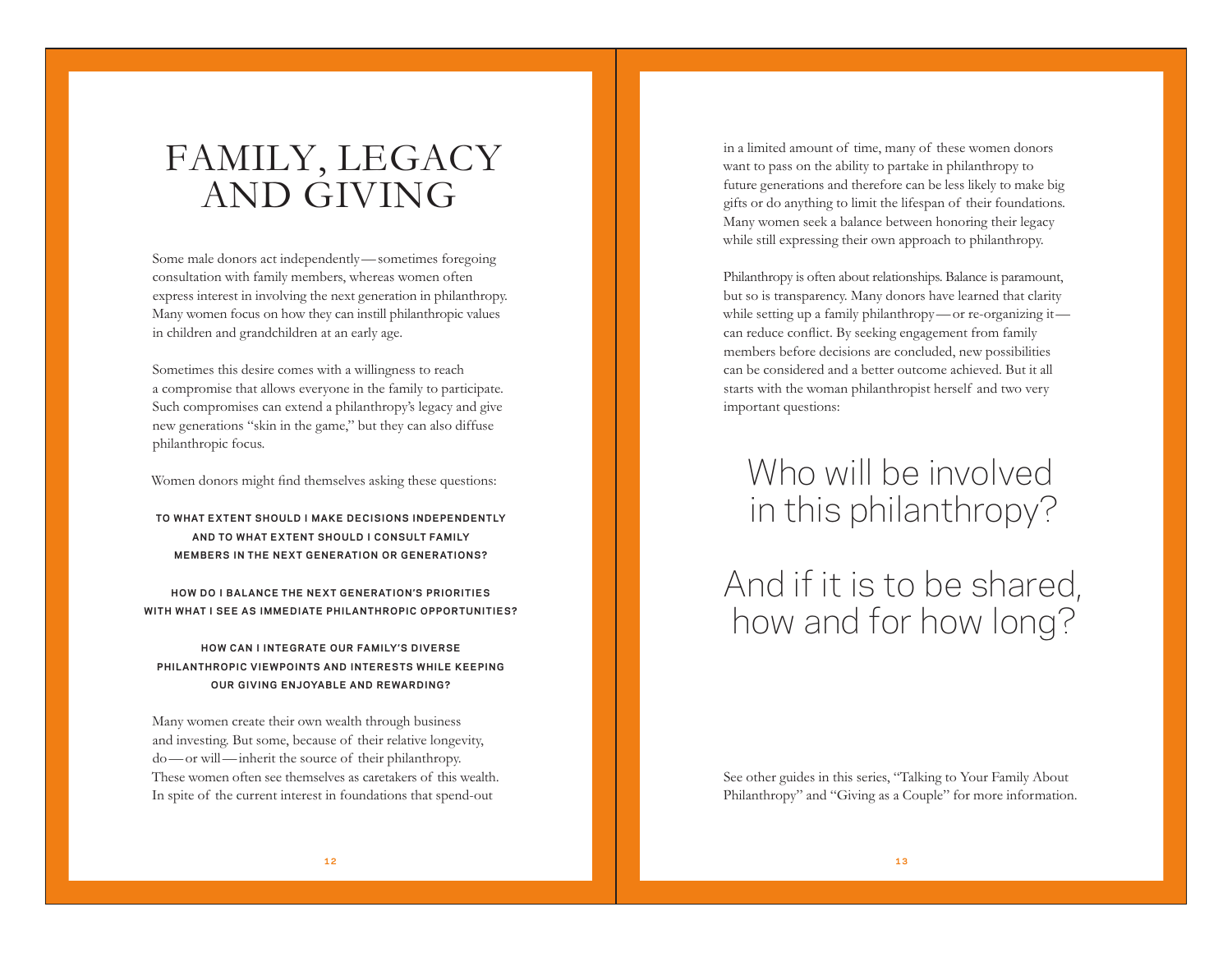# FAMILY, LEGACY AND GIVING

Some male donors act independently — sometimes foregoing consultation with family members, whereas women often express interest in involving the next generation in philanthropy. Many women focus on how they can instill philanthropic values in children and grandchildren at an early age.

Sometimes this desire comes with a willingness to reach a compromise that allows everyone in the family to participate. Such compromises can extend a philanthropy's legacy and give new generations "skin in the game," but they can also diffuse philanthropic focus.

Women donors might find themselves asking these questions:

**TO WHAT EXTENT SHOULD I MAKE DECISIONS INDEPENDENTLY AND TO WHAT EXTENT SHOULD I CONSULT FAMILY MEMBERS IN THE NEXT GENERATION OR GENERATIONS?**

**HOW DO I BALANCE THE NEXT GENERATION'S PRIORITIES WITH WHAT I SEE AS IMMEDIATE PHILANTHROPIC OPPORTUNITIES?**

**HOW CAN I INTEGRATE OUR FAMILY'S DIVERSE PHILANTHROPIC VIEWPOINTS AND INTERESTS WHILE KEEPING OUR GIVING ENJOYABLE AND REWARDING?**

Many women create their own wealth through business and investing. But some, because of their relative longevity, do — or will — inherit the source of their philanthropy. These women often see themselves as caretakers of this wealth. In spite of the current interest in foundations that spend-out in a limited amount of time, many of these women donors want to pass on the ability to partake in philanthropy to future generations and therefore can be less likely to make big gifts or do anything to limit the lifespan of their foundations. Many women seek a balance between honoring their legacy while still expressing their own approach to philanthropy.

Philanthropy is often about relationships. Balance is paramount, but so is transparency. Many donors have learned that clarity while setting up a family philanthropy — or re-organizing it — can reduce conflict. By seeking engagement from family members before decisions are concluded, new possibilities can be considered and a better outcome achieved. But it all starts with the woman philanthropist herself and two very important questions:

## Who will be involved in this philanthropy?

## And if it is to be shared, how and for how long?

See other guides in this series, "Talking to Your Family About Philanthropy" and "Giving as a Couple" for more information.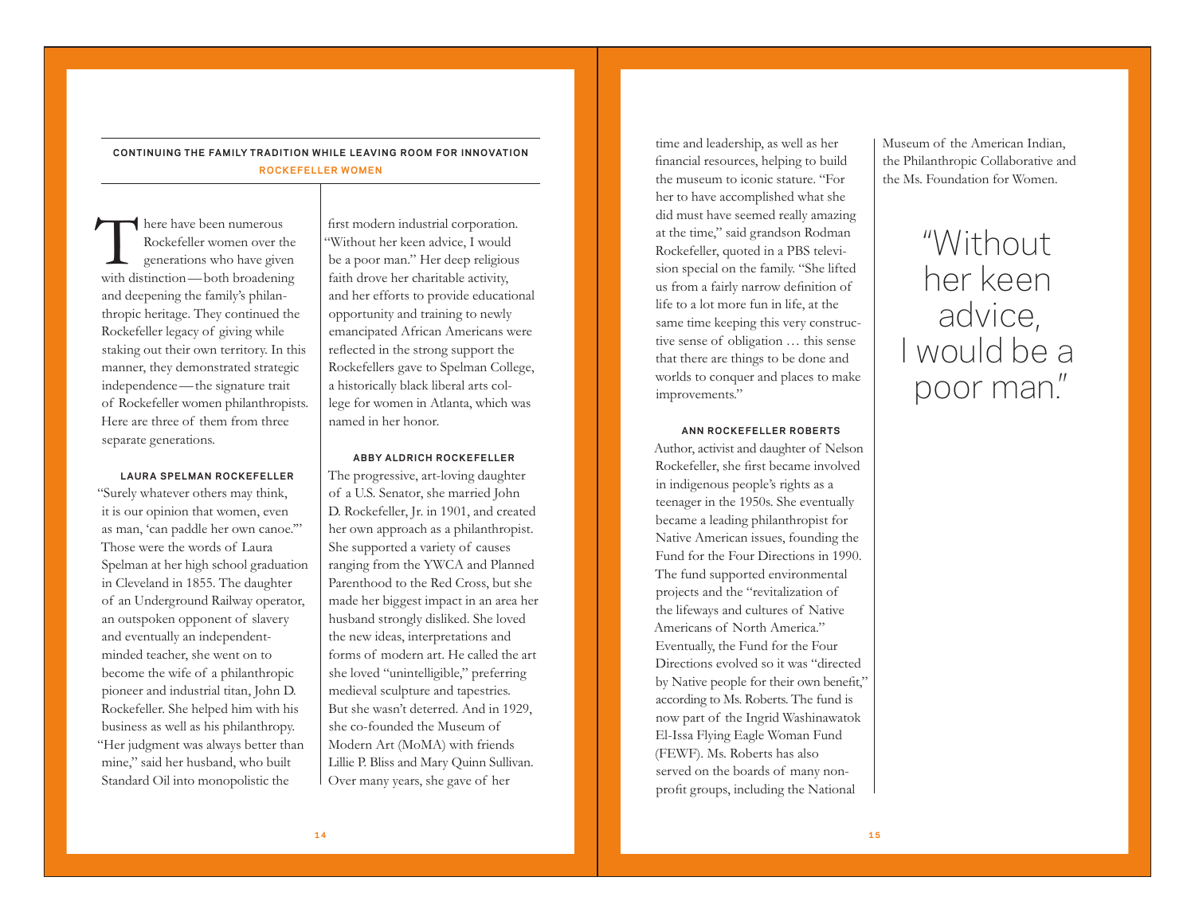**CONTINUING THE FAMILY TRADITION WHILE LEAVING ROOM FOR INNOVATION**

## ROCKEFELLER WOMEN

There have been numerous Rockefeller women over the generations who have given with distinction — both broadening and deepening the family's philanthropic heritage. They continued the Rockefeller legacy of giving while staking out their own territory. In this manner, they demonstrated strategic independence — the signature trait of Rockefeller women philanthropists. Here are three of them from three separate generations.

### LAURA SPELMAN ROCKEFELLER

"Surely whatever others may think, it is our opinion that women, even as man, 'can paddle her own canoe.'" Those were the words of Laura Spelman at her high school graduation in Cleveland in 1855. The daughter of an Underground Railway operator, an outspoken opponent of slavery and eventually an independent-minded teacher, she went on to become the wife of a philanthropic pioneer and industrial titan, John D. Rockefeller. She helped him with his business as well as his philanthropy. "Her judgment was always better than mine," said her husband, who built Standard Oil into monopolistic the first modern industrial corporation. "Without her keen advice, I would be a poor man." Her deep religious faith drove her charitable activity, and her efforts to provide educational opportunity and training to newly emancipated African Americans were reflected in the strong support the Rockefellers gave to Spelman College, a historically black liberal arts college for women in Atlanta, which was named in her honor.

### ABBY ALDRICH ROCKEFELLER

The progressive, art-loving daughter of a U.S. Senator, she married John D. Rockefeller, Jr. in 1901, and created her own approach as a philanthropist. She supported a variety of causes ranging from the YWCA and Planned Parenthood to the Red Cross, but she made her biggest impact in an area her husband strongly disliked. She loved the new ideas, interpretations and forms of modern art. He called the art she loved "unintelligible," preferring medieval sculpture and tapestries. But she wasn't deterred. And in 1929, she co-founded the Museum of Modern Art (MoMA) with friends Lillie P. Bliss and Mary Quinn Sullivan. Over many years, she gave of her time and leadership, as well as her financial resources, helping to build the museum to iconic stature. "For her to have accomplished what she did must have seemed really amazing at the time," said grandson Rodman Rockefeller, quoted in a PBS television special on the family. "She lifted us from a fairly narrow definition of life to a lot more fun in life, at the same time keeping this very constructive sense of obligation … this sense that there are things to be done and worlds to conquer and places to make improvements."

### ANN ROCKEFELLER ROBERTS

Author, activist and daughter of Nelson Rockefeller, she first became involved in indigenous people's rights as a teenager in the 1950s. She eventually became a leading philanthropist for Native American issues, founding the Fund for the Four Directions in 1990. The fund supported environmental projects and the "revitalization of the lifeways and cultures of Native Americans of North America." Eventually, the Fund for the Four Directions evolved so it was "directed by Native people for their own benefit," according to Ms. Roberts. The fund is now part of the Ingrid Washinawatok El-Issa Flying Eagle Woman Fund (FEWF). Ms. Roberts has also served on the boards of many nonprofit groups, including the National Museum of the American Indian, the Philanthropic Collaborative and the Ms. Foundation for Women.

> "Without her keen advice, I would be a poor man."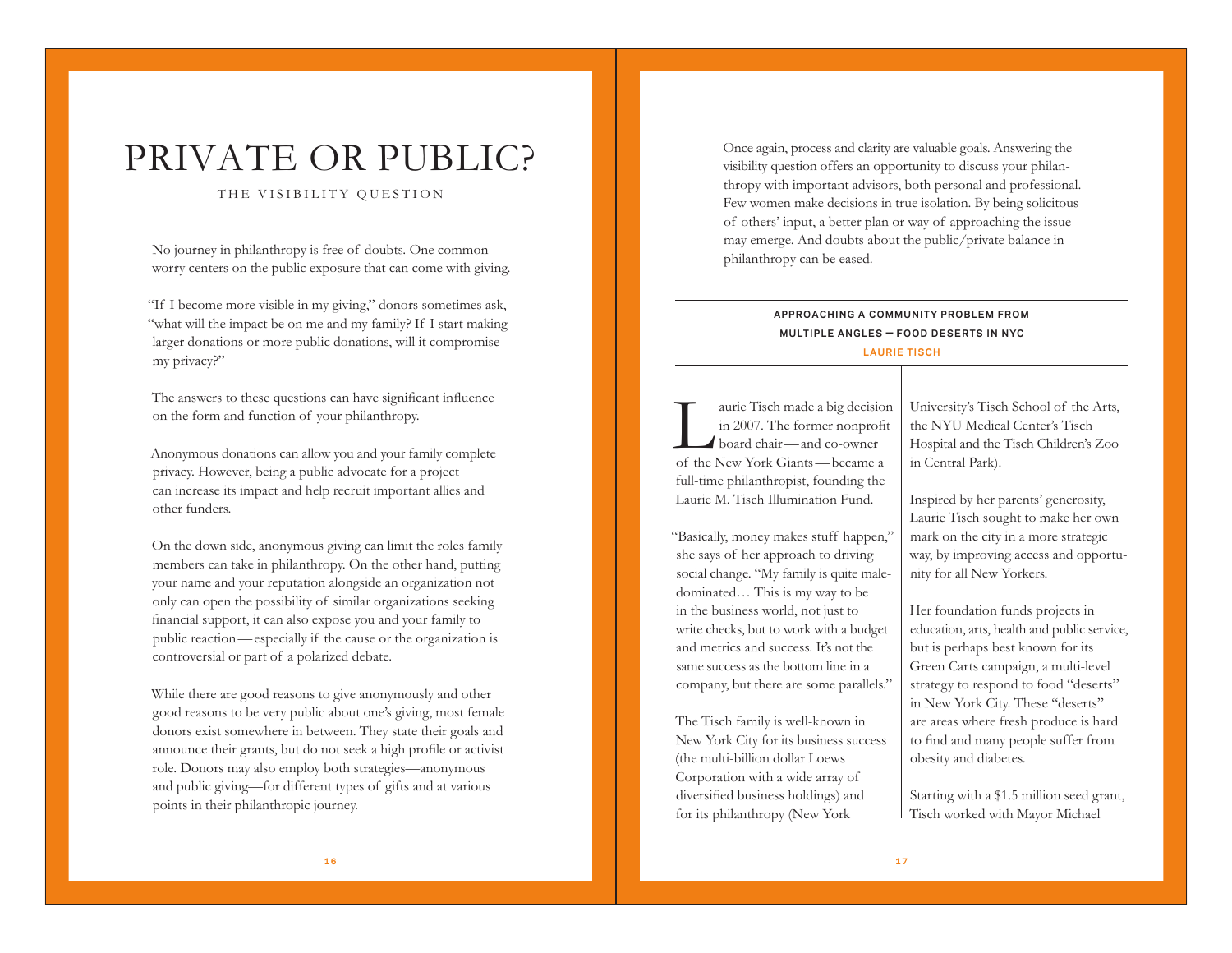# PRIVATE OR PUBLIC?

## THE VISIBILITY QUESTION

No journey in philanthropy is free of doubts. One common worry centers on the public exposure that can come with giving.

"If I become more visible in my giving," donors sometimes ask, "what will the impact be on me and my family? If I start making larger donations or more public donations, will it compromise my privacy?"

The answers to these questions can have significant influence on the form and function of your philanthropy.

Anonymous donations can allow you and your family complete privacy. However, being a public advocate for a project can increase its impact and help recruit important allies and other funders.

On the down side, anonymous giving can limit the roles family members can take in philanthropy. On the other hand, putting your name and your reputation alongside an organization not only can open the possibility of similar organizations seeking financial support, it can also expose you and your family to public reaction — especially if the cause or the organization is controversial or part of a polarized debate.

While there are good reasons to give anonymously and other good reasons to be very public about one's giving, most female donors exist somewhere in between. They state their goals and announce their grants, but do not seek a high profile or activist role. Donors may also employ both strategies—anonymous and public giving—for different types of gifts and at various points in their philanthropic journey.

Once again, process and clarity are valuable goals. Answering the visibility question offers an opportunity to discuss your philanthropy with important advisors, both personal and professional. Few women make decisions in true isolation. By being solicitous of others' input, a better plan or way of approaching the issue may emerge. And doubts about the public/private balance in philanthropy can be eased.

---

**APPROACHING A COMMUNITY PROBLEM FROM MULTIPLE ANGLES — FOOD DESERTS IN NYC**

**LAURIE TISCH**

Laurie Tisch made a big decision in 2007. The former nonprofit board chair — and co-owner of the New York Giants — became a full-time philanthropist, founding the Laurie M. Tisch Illumination Fund.

"Basically, money makes stuff happen," she says of her approach to driving social change. "My family is quite male-dominated… This is my way to be in the business world, not just to write checks, but to work with a budget and metrics and success. It's not the same success as the bottom line in a company, but there are some parallels."

The Tisch family is well-known in New York City for its business success (the multi-billion dollar Loews Corporation with a wide array of diversified business holdings) and for its philanthropy (New York University's Tisch School of the Arts, the NYU Medical Center's Tisch Hospital and the Tisch Children's Zoo in Central Park).

Inspired by her parents' generosity, Laurie Tisch sought to make her own mark on the city in a more strategic way, by improving access and opportunity for all New Yorkers.

Her foundation funds projects in education, arts, health and public service, but is perhaps best known for its Green Carts campaign, a multi-level strategy to respond to food "deserts" in New York City. These "deserts" are areas where fresh produce is hard to find and many people suffer from obesity and diabetes.

Starting with a $1.5 million seed grant, Tisch worked with Mayor Michael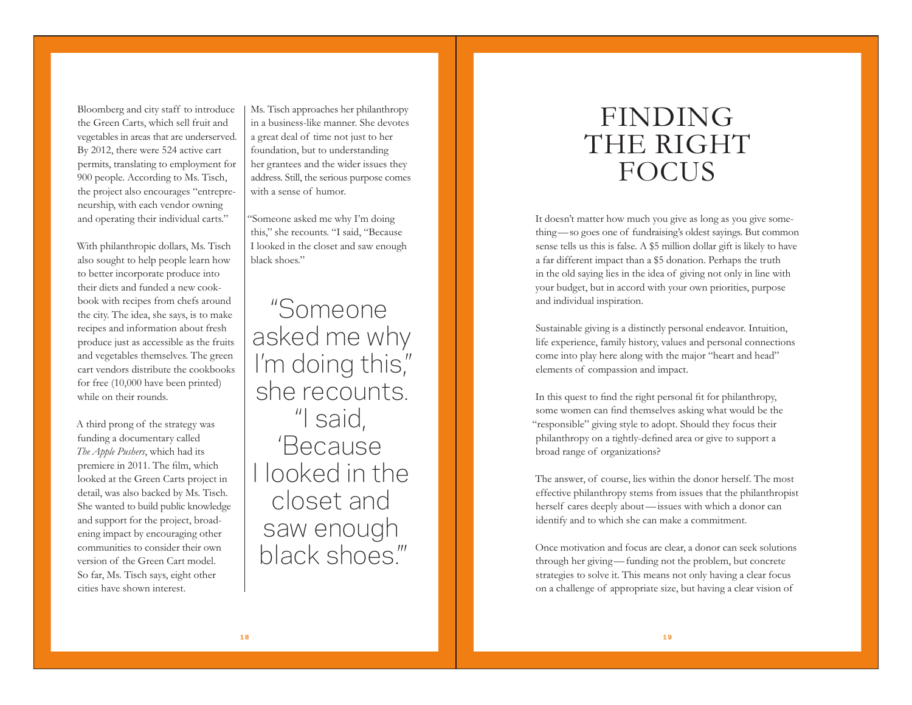Bloomberg and city staff to introduce the Green Carts, which sell fruit and vegetables in areas that are underserved. By 2012, there were 524 active cart permits, translating to employment for 900 people. According to Ms. Tisch, the project also encourages "entrepreneurship, with each vendor owning and operating their individual carts."

With philanthropic dollars, Ms. Tisch also sought to help people learn how to better incorporate produce into their diets and funded a new cookbook with recipes from chefs around the city. The idea, she says, is to make recipes and information about fresh produce just as accessible as the fruits and vegetables themselves. The green cart vendors distribute the cookbooks for free (10,000 have been printed) while on their rounds.

A third prong of the strategy was funding a documentary called *The Apple Pushers*, which had its premiere in 2011. The film, which looked at the Green Carts project in detail, was also backed by Ms. Tisch. She wanted to build public knowledge and support for the project, broadening impact by encouraging other communities to consider their own version of the Green Cart model. So far, Ms. Tisch says, eight other cities have shown interest.

Ms. Tisch approaches her philanthropy in a business-like manner. She devotes a great deal of time not just to her foundation, but to understanding her grantees and the wider issues they address. Still, the serious purpose comes with a sense of humor.

"Someone asked me why I'm doing this," she recounts. "I said, "Because I looked in the closet and saw enough black shoes."

> "Someone asked me why I'm doing this," she recounts. "I said, 'Because I looked in the closet and saw enough black shoes.'"

# FINDING THE RIGHT FOCUS

It doesn't matter how much you give as long as you give something—so goes one of fundraising's oldest sayings. But common sense tells us this is false. A $5 million dollar gift is likely to have a far different impact than a $5 donation. Perhaps the truth in the old saying lies in the idea of giving not only in line with your budget, but in accord with your own priorities, purpose and individual inspiration.

Sustainable giving is a distinctly personal endeavor. Intuition, life experience, family history, values and personal connections come into play here along with the major "heart and head" elements of compassion and impact.

In this quest to find the right personal fit for philanthropy, some women can find themselves asking what would be the "responsible" giving style to adopt. Should they focus their philanthropy on a tightly-defined area or give to support a broad range of organizations?

The answer, of course, lies within the donor herself. The most effective philanthropy stems from issues that the philanthropist herself cares deeply about—issues with which a donor can identify and to which she can make a commitment.

Once motivation and focus are clear, a donor can seek solutions through her giving—funding not the problem, but concrete strategies to solve it. This means not only having a clear focus on a challenge of appropriate size, but having a clear vision of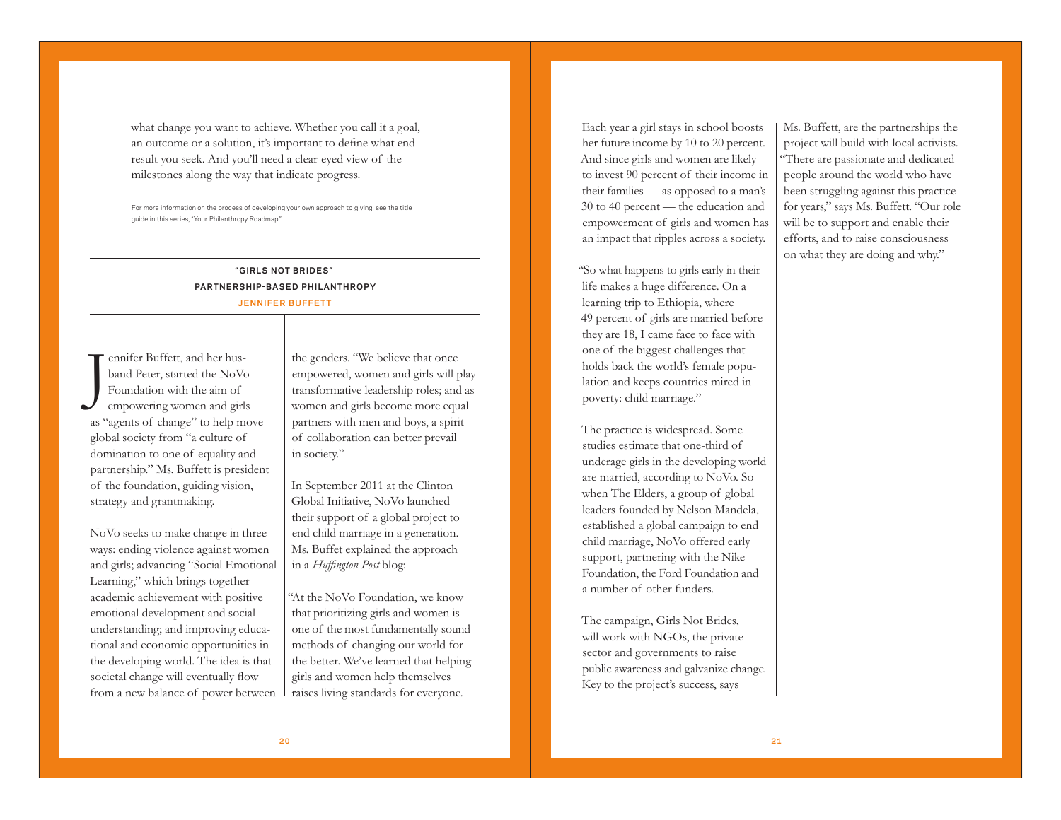what change you want to achieve. Whether you call it a goal, an outcome or a solution, it's important to define what end-result you seek. And you'll need a clear-eyed view of the milestones along the way that indicate progress.

For more information on the process of developing your own approach to giving, see the title guide in this series, "Your Philanthropy Roadmap."

## "GIRLS NOT BRIDES"
### PARTNERSHIP-BASED PHILANTHROPY
**JENNIFER BUFFETT**

Jennifer Buffett, and her husband Peter, started the NoVo Foundation with the aim of empowering women and girls as "agents of change" to help move global society from "a culture of domination to one of equality and partnership." Ms. Buffett is president of the foundation, guiding vision, strategy and grantmaking.

NoVo seeks to make change in three ways: ending violence against women and girls; advancing "Social Emotional Learning," which brings together academic achievement with positive emotional development and social understanding; and improving educational and economic opportunities in the developing world. The idea is that societal change will eventually flow from a new balance of power between the genders. "We believe that once empowered, women and girls will play transformative leadership roles; and as women and girls become more equal partners with men and boys, a spirit of collaboration can better prevail in society."

In September 2011 at the Clinton Global Initiative, NoVo launched their support of a global project to end child marriage in a generation. Ms. Buffet explained the approach in a *Huffington Post* blog:

"At the NoVo Foundation, we know that prioritizing girls and women is one of the most fundamentally sound methods of changing our world for the better. We've learned that helping girls and women help themselves raises living standards for everyone. Each year a girl stays in school boosts her future income by 10 to 20 percent. And since girls and women are likely to invest 90 percent of their income in their families — as opposed to a man's 30 to 40 percent — the education and empowerment of girls and women has an impact that ripples across a society.

"So what happens to girls early in their life makes a huge difference. On a learning trip to Ethiopia, where 49 percent of girls are married before they are 18, I came face to face with one of the biggest challenges that holds back the world's female population and keeps countries mired in poverty: child marriage."

The practice is widespread. Some studies estimate that one-third of underage girls in the developing world are married, according to NoVo. So when The Elders, a group of global leaders founded by Nelson Mandela, established a global campaign to end child marriage, NoVo offered early support, partnering with the Nike Foundation, the Ford Foundation and a number of other funders.

The campaign, Girls Not Brides, will work with NGOs, the private sector and governments to raise public awareness and galvanize change. Key to the project's success, says Ms. Buffett, are the partnerships the project will build with local activists. "There are passionate and dedicated people around the world who have been struggling against this practice for years," says Ms. Buffett. "Our role will be to support and enable their efforts, and to raise consciousness on what they are doing and why."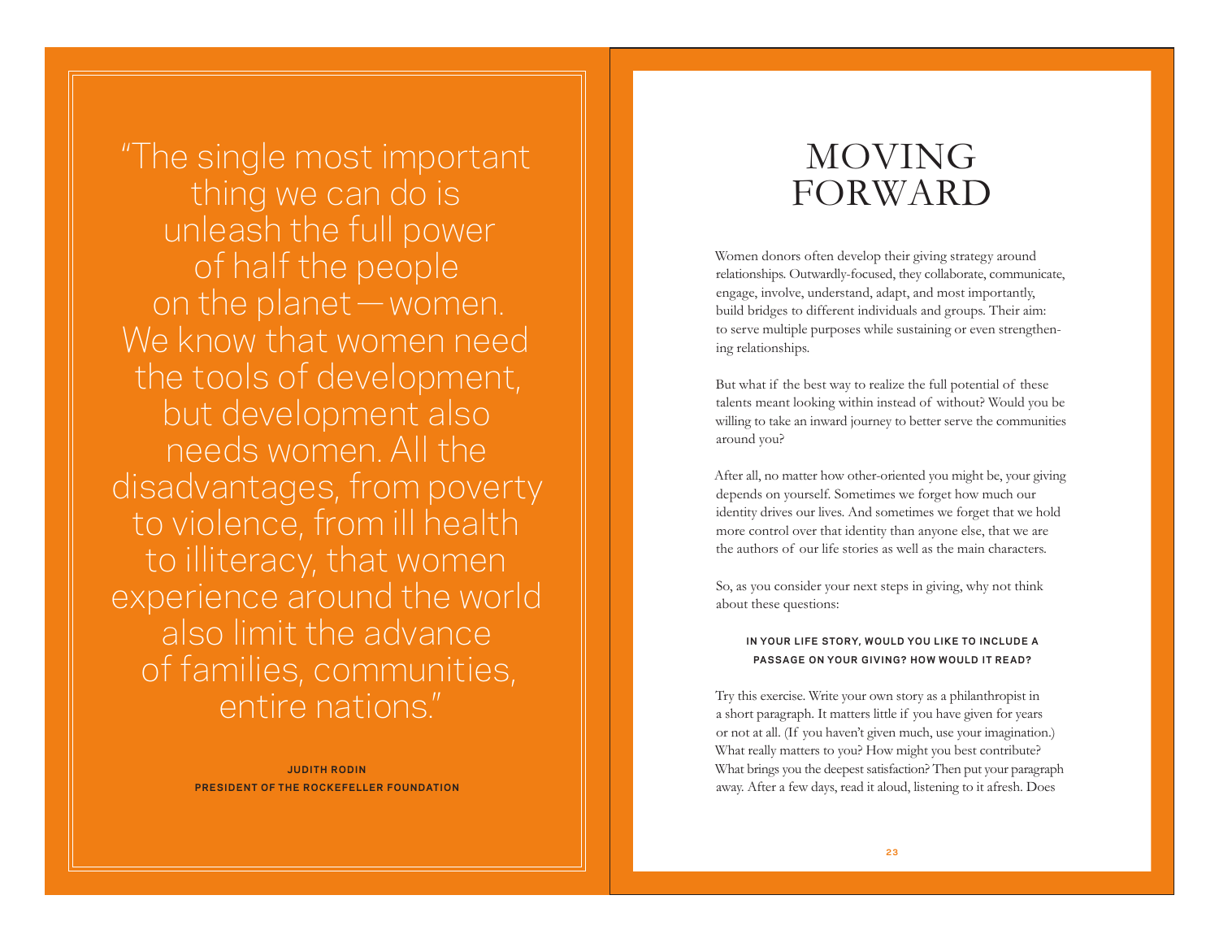> "The single most important thing we can do is unleash the full power of half the people on the planet — women. We know that women need the tools of development, but development also needs women. All the disadvantages, from poverty to violence, from ill health to illiteracy, that women experience around the world also limit the advance of families, communities, entire nations."
>
> **JUDITH RODIN**
> **PRESIDENT OF THE ROCKEFELLER FOUNDATION**

# MOVING FORWARD

Women donors often develop their giving strategy around relationships. Outwardly-focused, they collaborate, communicate, engage, involve, understand, adapt, and most importantly, build bridges to different individuals and groups. Their aim: to serve multiple purposes while sustaining or even strengthening relationships.

But what if the best way to realize the full potential of these talents meant looking within instead of without? Would you be willing to take an inward journey to better serve the communities around you?

After all, no matter how other-oriented you might be, your giving depends on yourself. Sometimes we forget how much our identity drives our lives. And sometimes we forget that we hold more control over that identity than anyone else, that we are the authors of our life stories as well as the main characters.

So, as you consider your next steps in giving, why not think about these questions:

**IN YOUR LIFE STORY, WOULD YOU LIKE TO INCLUDE A PASSAGE ON YOUR GIVING? HOW WOULD IT READ?**

Try this exercise. Write your own story as a philanthropist in a short paragraph. It matters little if you have given for years or not at all. (If you haven't given much, use your imagination.) What really matters to you? How might you best contribute? What brings you the deepest satisfaction? Then put your paragraph away. After a few days, read it aloud, listening to it afresh. Does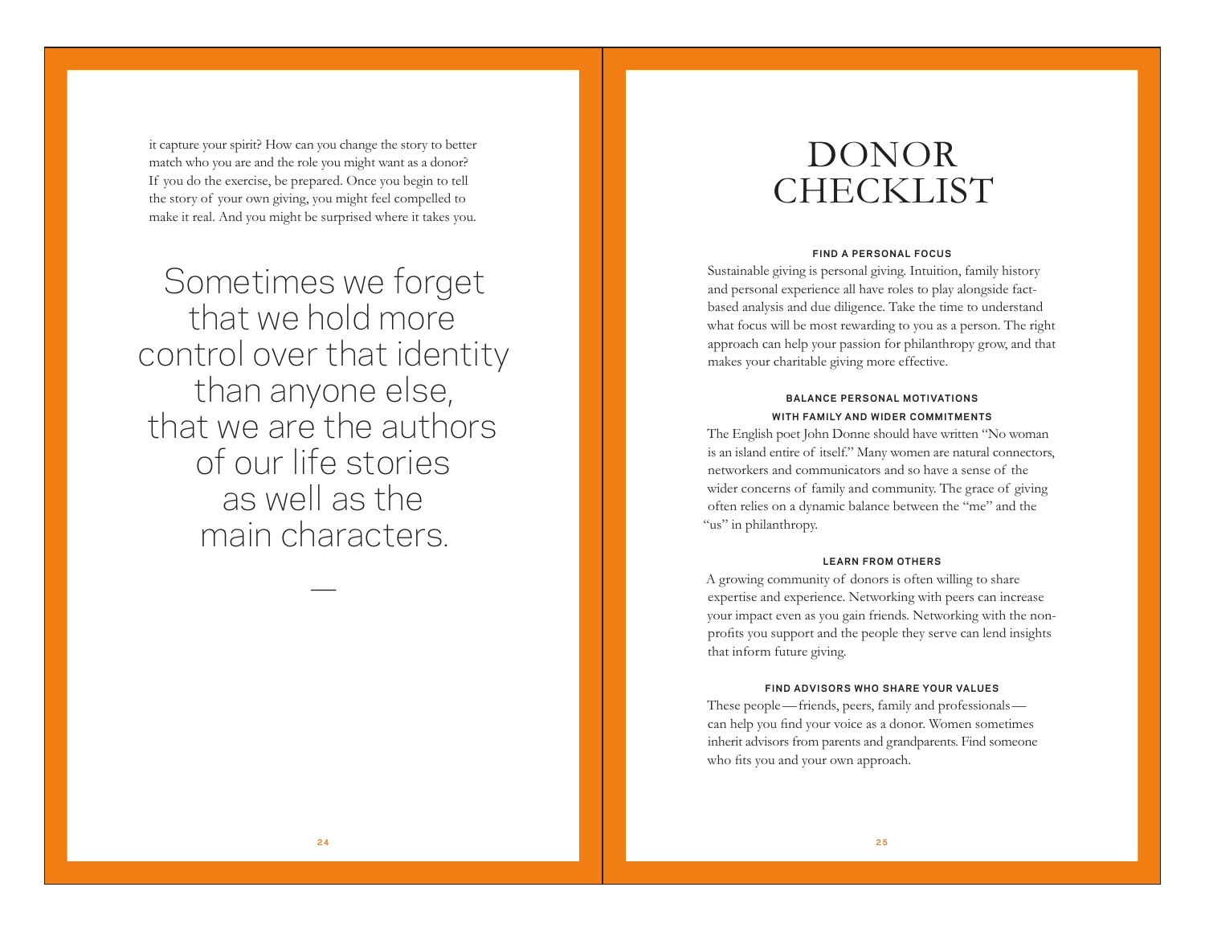it capture your spirit? How can you change the story to better match who you are and the role you might want as a donor? If you do the exercise, be prepared. Once you begin to tell the story of your own giving, you might feel compelled to make it real. And you might be surprised where it takes you.

> Sometimes we forget that we hold more control over that identity than anyone else, that we are the authors of our life stories as well as the main characters.
>
> —

# DONOR CHECKLIST

**FIND A PERSONAL FOCUS**

Sustainable giving is personal giving. Intuition, family history and personal experience all have roles to play alongside fact-based analysis and due diligence. Take the time to understand what focus will be most rewarding to you as a person. The right approach can help your passion for philanthropy grow, and that makes your charitable giving more effective.

**BALANCE PERSONAL MOTIVATIONS WITH FAMILY AND WIDER COMMITMENTS**

The English poet John Donne should have written "No woman is an island entire of itself." Many women are natural connectors, networkers and communicators and so have a sense of the wider concerns of family and community. The grace of giving often relies on a dynamic balance between the "me" and the "us" in philanthropy.

**LEARN FROM OTHERS**

A growing community of donors is often willing to share expertise and experience. Networking with peers can increase your impact even as you gain friends. Networking with the non-profits you support and the people they serve can lend insights that inform future giving.

**FIND ADVISORS WHO SHARE YOUR VALUES**

These people — friends, peers, family and professionals — can help you find your voice as a donor. Women sometimes inherit advisors from parents and grandparents. Find someone who fits you and your own approach.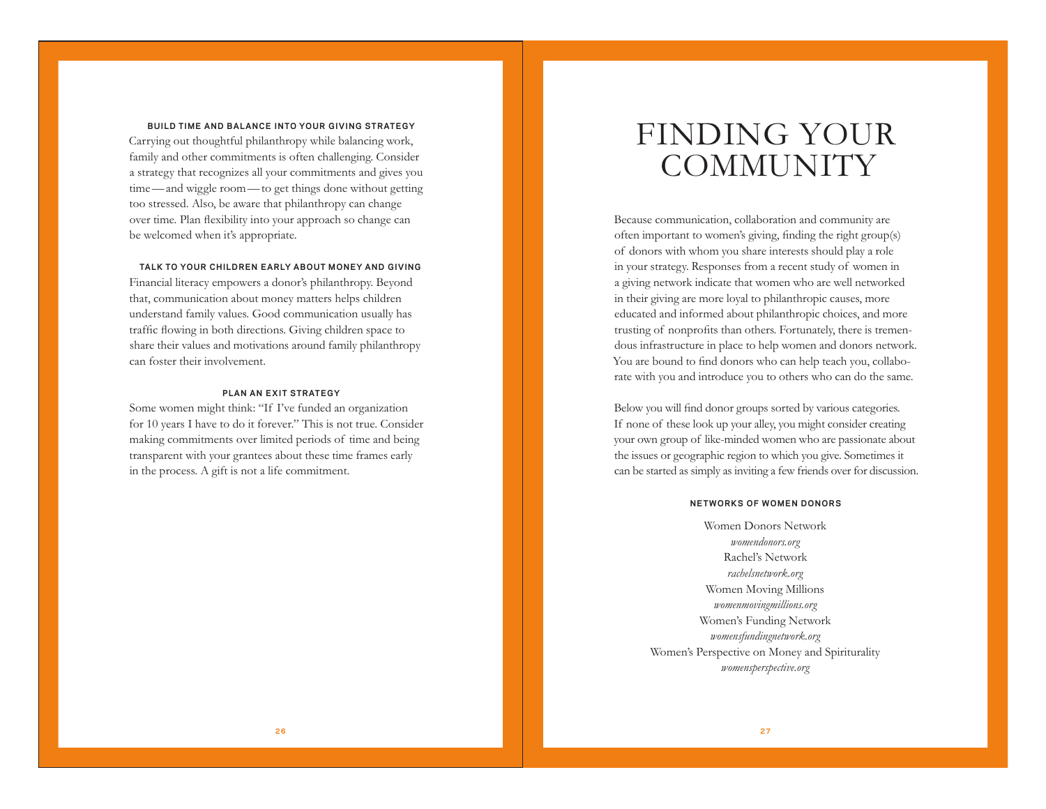### BUILD TIME AND BALANCE INTO YOUR GIVING STRATEGY

Carrying out thoughtful philanthropy while balancing work, family and other commitments is often challenging. Consider a strategy that recognizes all your commitments and gives you time—and wiggle room—to get things done without getting too stressed. Also, be aware that philanthropy can change over time. Plan flexibility into your approach so change can be welcomed when it's appropriate.

### TALK TO YOUR CHILDREN EARLY ABOUT MONEY AND GIVING

Financial literacy empowers a donor's philanthropy. Beyond that, communication about money matters helps children understand family values. Good communication usually has traffic flowing in both directions. Giving children space to share their values and motivations around family philanthropy can foster their involvement.

### PLAN AN EXIT STRATEGY

Some women might think: "If I've funded an organization for 10 years I have to do it forever." This is not true. Consider making commitments over limited periods of time and being transparent with your grantees about these time frames early in the process. A gift is not a life commitment.

# FINDING YOUR COMMUNITY

Because communication, collaboration and community are often important to women's giving, finding the right group(s) of donors with whom you share interests should play a role in your strategy. Responses from a recent study of women in a giving network indicate that women who are well networked in their giving are more loyal to philanthropic causes, more educated and informed about philanthropic choices, and more trusting of nonprofits than others. Fortunately, there is tremendous infrastructure in place to help women and donors network. You are bound to find donors who can help teach you, collaborate with you and introduce you to others who can do the same.

Below you will find donor groups sorted by various categories. If none of these look up your alley, you might consider creating your own group of like-minded women who are passionate about the issues or geographic region to which you give. Sometimes it can be started as simply as inviting a few friends over for discussion.

### NETWORKS OF WOMEN DONORS

Women Donors Network
*womendonors.org*

Rachel's Network
*rachelsnetwork.org*

Women Moving Millions
*womenmovingmillions.org*

Women's Funding Network
*womensfundingnetwork.org*

Women's Perspective on Money and Spirituality
*womensperspective.org*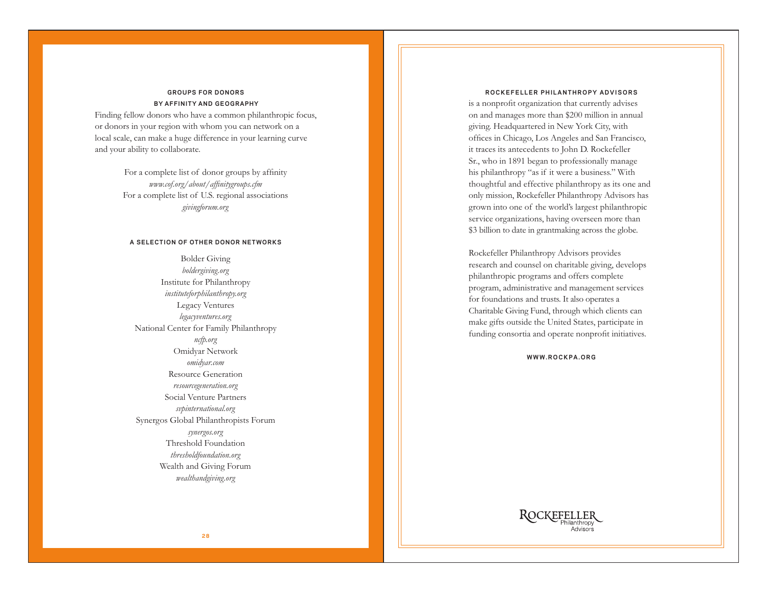### GROUPS FOR DONORS BY AFFINITY AND GEOGRAPHY

Finding fellow donors who have a common philanthropic focus, or donors in your region with whom you can network on a local scale, can make a huge difference in your learning curve and your ability to collaborate.

For a complete list of donor groups by affinity
*www.cof.org/about/affinitygroups.cfm*
For a complete list of U.S. regional associations
*givingforum.org*

### A SELECTION OF OTHER DONOR NETWORKS

Bolder Giving
*boldergiving.org*
Institute for Philanthropy
*instituteforphilanthropy.org*
Legacy Ventures
*legacyventures.org*
National Center for Family Philanthropy
*ncfp.org*
Omidyar Network
*omidyar.com*
Resource Generation
*resourcegeneration.org*
Social Venture Partners
*svpinternational.org*
Synergos Global Philanthropists Forum
*synergos.org*
Threshold Foundation
*thresholdfoundation.org*
Wealth and Giving Forum
*wealthandgiving.org*

**ROCKEFELLER PHILANTHROPY ADVISORS** is a nonprofit organization that currently advises on and manages more than $200 million in annual giving. Headquartered in New York City, with offices in Chicago, Los Angeles and San Francisco, it traces its antecedents to John D. Rockefeller Sr., who in 1891 began to professionally manage his philanthropy "as if it were a business." With thoughtful and effective philanthropy as its one and only mission, Rockefeller Philanthropy Advisors has grown into one of the world's largest philanthropic service organizations, having overseen more than $3 billion to date in grantmaking across the globe.

Rockefeller Philanthropy Advisors provides research and counsel on charitable giving, develops philanthropic programs and offers complete program, administrative and management services for foundations and trusts. It also operates a Charitable Giving Fund, through which clients can make gifts outside the United States, participate in funding consortia and operate nonprofit initiatives.

**WWW.ROCKPA.ORG**

Rockefeller Philanthropy Advisors